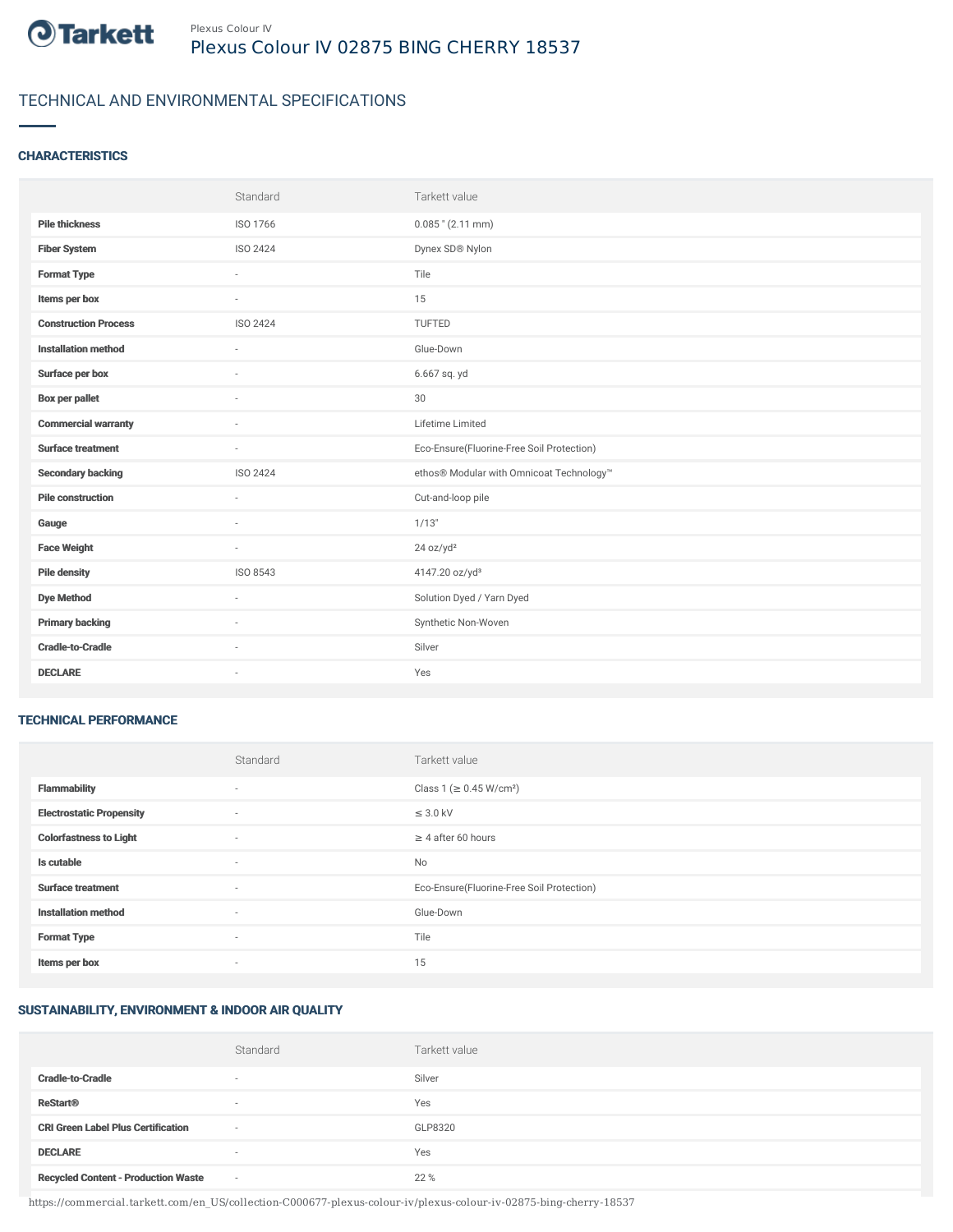Plexus Colour IV

# Plexus Colour IV 02875 BING CHERRY 18537

## TECHNICAL AND ENVIRONMENTAL SPECIFICATIONS

### CHARACTERISTICS

| | Standard | Tarkett value |
|---|---|---|
| **Pile thickness** | ISO 1766 | 0.085 " (2.11 mm) |
| **Fiber System** | ISO 2424 | Dynex SD® Nylon |
| **Format Type** | - | Tile |
| **Items per box** | - | 15 |
| **Construction Process** | ISO 2424 | TUFTED |
| **Installation method** | - | Glue-Down |
| **Surface per box** | - | 6.667 sq. yd |
| **Box per pallet** | - | 30 |
| **Commercial warranty** | - | Lifetime Limited |
| **Surface treatment** | - | Eco-Ensure(Fluorine-Free Soil Protection) |
| **Secondary backing** | ISO 2424 | ethos® Modular with Omnicoat Technology™ |
| **Pile construction** | - | Cut-and-loop pile |
| **Gauge** | - | 1/13" |
| **Face Weight** | - | 24 oz/yd² |
| **Pile density** | ISO 8543 | 4147.20 oz/yd³ |
| **Dye Method** | - | Solution Dyed / Yarn Dyed |
| **Primary backing** | - | Synthetic Non-Woven |
| **Cradle-to-Cradle** | - | Silver |
| **DECLARE** | - | Yes |

### TECHNICAL PERFORMANCE

| | Standard | Tarkett value |
|---|---|---|
| **Flammability** | - | Class 1 (≥ 0.45 W/cm²) |
| **Electrostatic Propensity** | - | ≤ 3.0 kV |
| **Colorfastness to Light** | - | ≥ 4 after 60 hours |
| **Is cutable** | - | No |
| **Surface treatment** | - | Eco-Ensure(Fluorine-Free Soil Protection) |
| **Installation method** | - | Glue-Down |
| **Format Type** | - | Tile |
| **Items per box** | - | 15 |

### SUSTAINABILITY, ENVIRONMENT & INDOOR AIR QUALITY

| | Standard | Tarkett value |
|---|---|---|
| **Cradle-to-Cradle** | - | Silver |
| **ReStart®** | - | Yes |
| **CRI Green Label Plus Certification** | - | GLP8320 |
| **DECLARE** | - | Yes |
| **Recycled Content - Production Waste** | - | 22 % |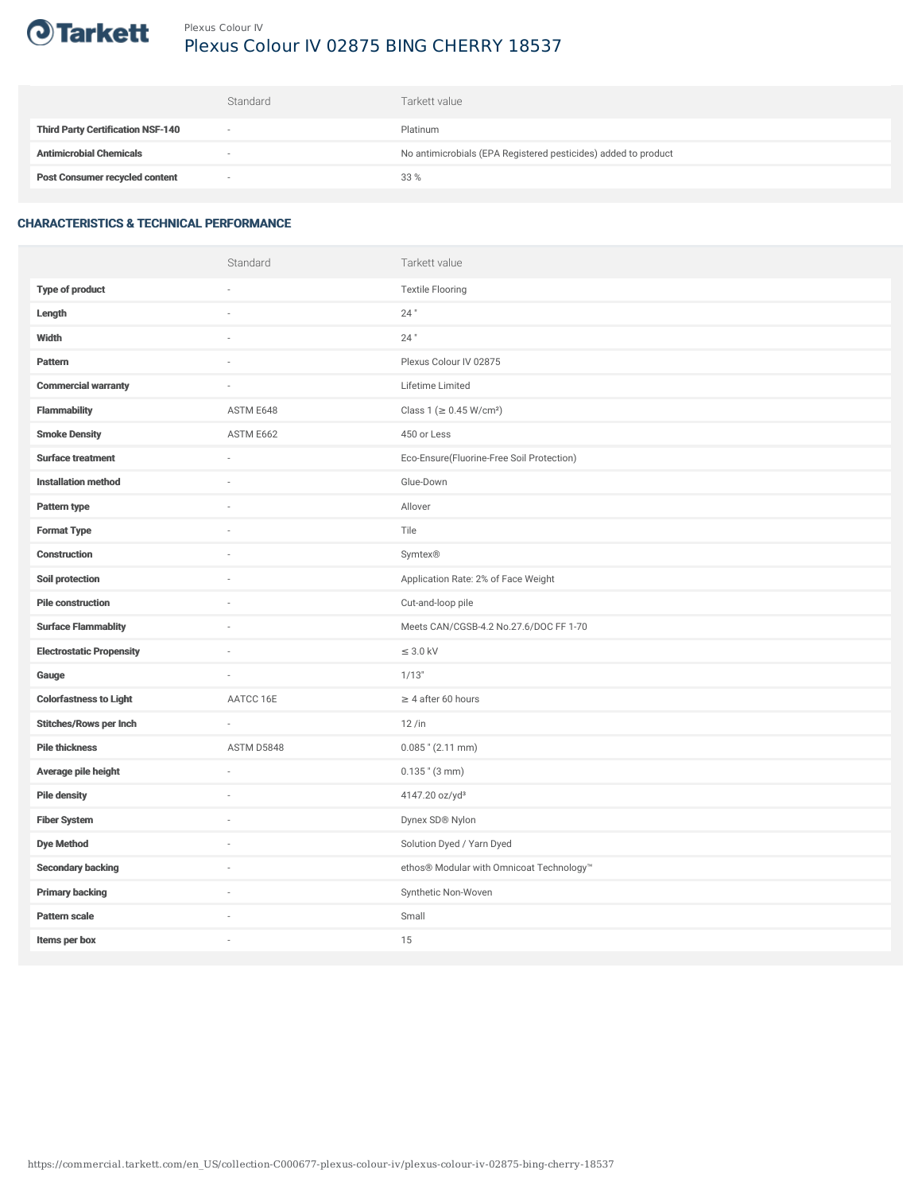Plexus Colour IV

# Plexus Colour IV 02875 BING CHERRY 18537

| | Standard | Tarkett value |
|---|---|---|
| **Third Party Certification NSF-140** | - | Platinum |
| **Antimicrobial Chemicals** | - | No antimicrobials (EPA Registered pesticides) added to product |
| **Post Consumer recycled content** | - | 33 % |

## CHARACTERISTICS & TECHNICAL PERFORMANCE

| | Standard | Tarkett value |
|---|---|---|
| **Type of product** | - | Textile Flooring |
| **Length** | - | 24 " |
| **Width** | - | 24 " |
| **Pattern** | - | Plexus Colour IV 02875 |
| **Commercial warranty** | - | Lifetime Limited |
| **Flammability** | ASTM E648 | Class 1 (≥ 0.45 W/cm²) |
| **Smoke Density** | ASTM E662 | 450 or Less |
| **Surface treatment** | - | Eco-Ensure(Fluorine-Free Soil Protection) |
| **Installation method** | - | Glue-Down |
| **Pattern type** | - | Allover |
| **Format Type** | - | Tile |
| **Construction** | - | Symtex® |
| **Soil protection** | - | Application Rate: 2% of Face Weight |
| **Pile construction** | - | Cut-and-loop pile |
| **Surface Flammablity** | - | Meets CAN/CGSB-4.2 No.27.6/DOC FF 1-70 |
| **Electrostatic Propensity** | - | ≤ 3.0 kV |
| **Gauge** | - | 1/13" |
| **Colorfastness to Light** | AATCC 16E | ≥ 4 after 60 hours |
| **Stitches/Rows per Inch** | - | 12 /in |
| **Pile thickness** | ASTM D5848 | 0.085 " (2.11 mm) |
| **Average pile height** | - | 0.135 " (3 mm) |
| **Pile density** | - | 4147.20 oz/yd³ |
| **Fiber System** | - | Dynex SD® Nylon |
| **Dye Method** | - | Solution Dyed / Yarn Dyed |
| **Secondary backing** | - | ethos® Modular with Omnicoat Technology™ |
| **Primary backing** | - | Synthetic Non-Woven |
| **Pattern scale** | - | Small |
| **Items per box** | - | 15 |

https://commercial.tarkett.com/en_US/collection-C000677-plexus-colour-iv/plexus-colour-iv-02875-bing-cherry-18537